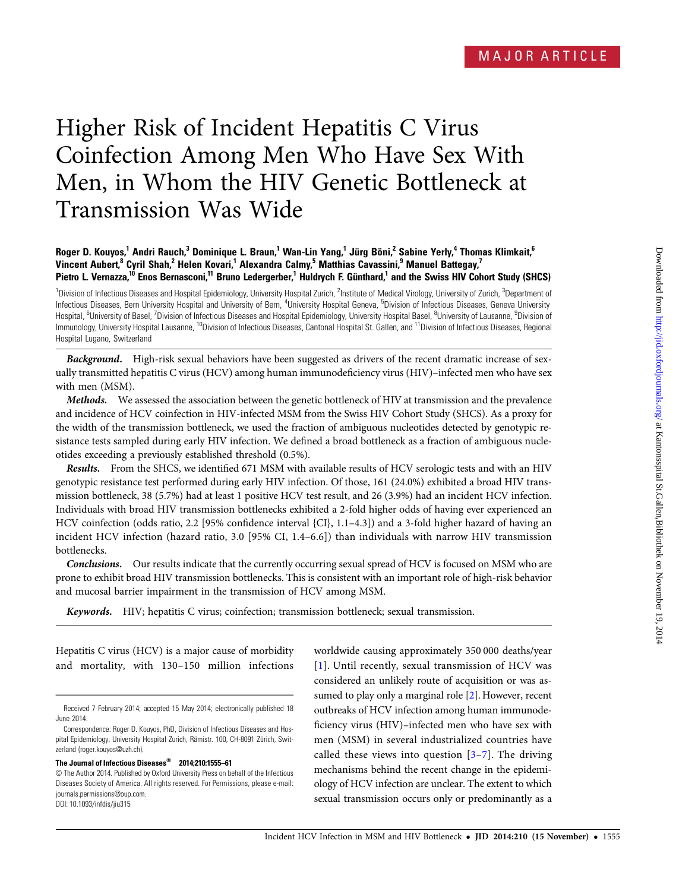MAJOR ARTICLE

# Higher Risk of Incident Hepatitis C Virus Coinfection Among Men Who Have Sex With Men, in Whom the HIV Genetic Bottleneck at Transmission Was Wide

**Roger D. Kouyos,[1] Andri Rauch,[3] Dominique L. Braun,[1] Wan-Lin Yang,[1] Jürg Böni,[2] Sabine Yerly,[4] Thomas Klimkait,[6] Vincent Aubert,[8] Cyril Shah,[2] Helen Kovari,[1] Alexandra Calmy,[5] Matthias Cavassini,[9] Manuel Battegay,[7] Pietro L. Vernazza,[10] Enos Bernasconi,[11] Bruno Ledergerber,[1] Huldrych F. Günthard,[1] and the Swiss HIV Cohort Study (SHCS)**

[1]Division of Infectious Diseases and Hospital Epidemiology, University Hospital Zurich, [2]Institute of Medical Virology, University of Zurich, [3]Department of Infectious Diseases, Bern University Hospital and University of Bern, [4]University Hospital Geneva, [5]Division of Infectious Diseases, Geneva University Hospital, [6]University of Basel, [7]Division of Infectious Diseases and Hospital Epidemiology, University Hospital Basel, [8]University of Lausanne, [9]Division of Immunology, University Hospital Lausanne, [10]Division of Infectious Diseases, Cantonal Hospital St. Gallen, and [11]Division of Infectious Diseases, Regional Hospital Lugano, Switzerland

***Background.*** High-risk sexual behaviors have been suggested as drivers of the recent dramatic increase of sexually transmitted hepatitis C virus (HCV) among human immunodeficiency virus (HIV)–infected men who have sex with men (MSM).

***Methods.*** We assessed the association between the genetic bottleneck of HIV at transmission and the prevalence and incidence of HCV coinfection in HIV-infected MSM from the Swiss HIV Cohort Study (SHCS). As a proxy for the width of the transmission bottleneck, we used the fraction of ambiguous nucleotides detected by genotypic resistance tests sampled during early HIV infection. We defined a broad bottleneck as a fraction of ambiguous nucleotides exceeding a previously established threshold (0.5%).

***Results.*** From the SHCS, we identified 671 MSM with available results of HCV serologic tests and with an HIV genotypic resistance test performed during early HIV infection. Of those, 161 (24.0%) exhibited a broad HIV transmission bottleneck, 38 (5.7%) had at least 1 positive HCV test result, and 26 (3.9%) had an incident HCV infection. Individuals with broad HIV transmission bottlenecks exhibited a 2-fold higher odds of having ever experienced an HCV coinfection (odds ratio, 2.2 [95% confidence interval {CI}, 1.1–4.3]) and a 3-fold higher hazard of having an incident HCV infection (hazard ratio, 3.0 [95% CI, 1.4–6.6]) than individuals with narrow HIV transmission bottlenecks.

***Conclusions.*** Our results indicate that the currently occurring sexual spread of HCV is focused on MSM who are prone to exhibit broad HIV transmission bottlenecks. This is consistent with an important role of high-risk behavior and mucosal barrier impairment in the transmission of HCV among MSM.

***Keywords.*** HIV; hepatitis C virus; coinfection; transmission bottleneck; sexual transmission.

Hepatitis C virus (HCV) is a major cause of morbidity and mortality, with 130–150 million infections worldwide causing approximately 350 000 deaths/year [1]. Until recently, sexual transmission of HCV was considered an unlikely route of acquisition or was assumed to play only a marginal role [2]. However, recent outbreaks of HCV infection among human immunodeficiency virus (HIV)–infected men who have sex with men (MSM) in several industrialized countries have called these views into question [3–7]. The driving mechanisms behind the recent change in the epidemiology of HCV infection are unclear. The extent to which sexual transmission occurs only or predominantly as a

Received 7 February 2014; accepted 15 May 2014; electronically published 18 June 2014.

Correspondence: Roger D. Kouyos, PhD, Division of Infectious Diseases and Hospital Epidemiology, University Hospital Zurich, Rämistr. 100, CH-8091 Zürich, Switzerland (roger.kouyos@uzh.ch).

**The Journal of Infectious Diseases® 2014;210:1555–61**

© The Author 2014. Published by Oxford University Press on behalf of the Infectious Diseases Society of America. All rights reserved. For Permissions, please e-mail: journals.permissions@oup.com.
DOI: 10.1093/infdis/jiu315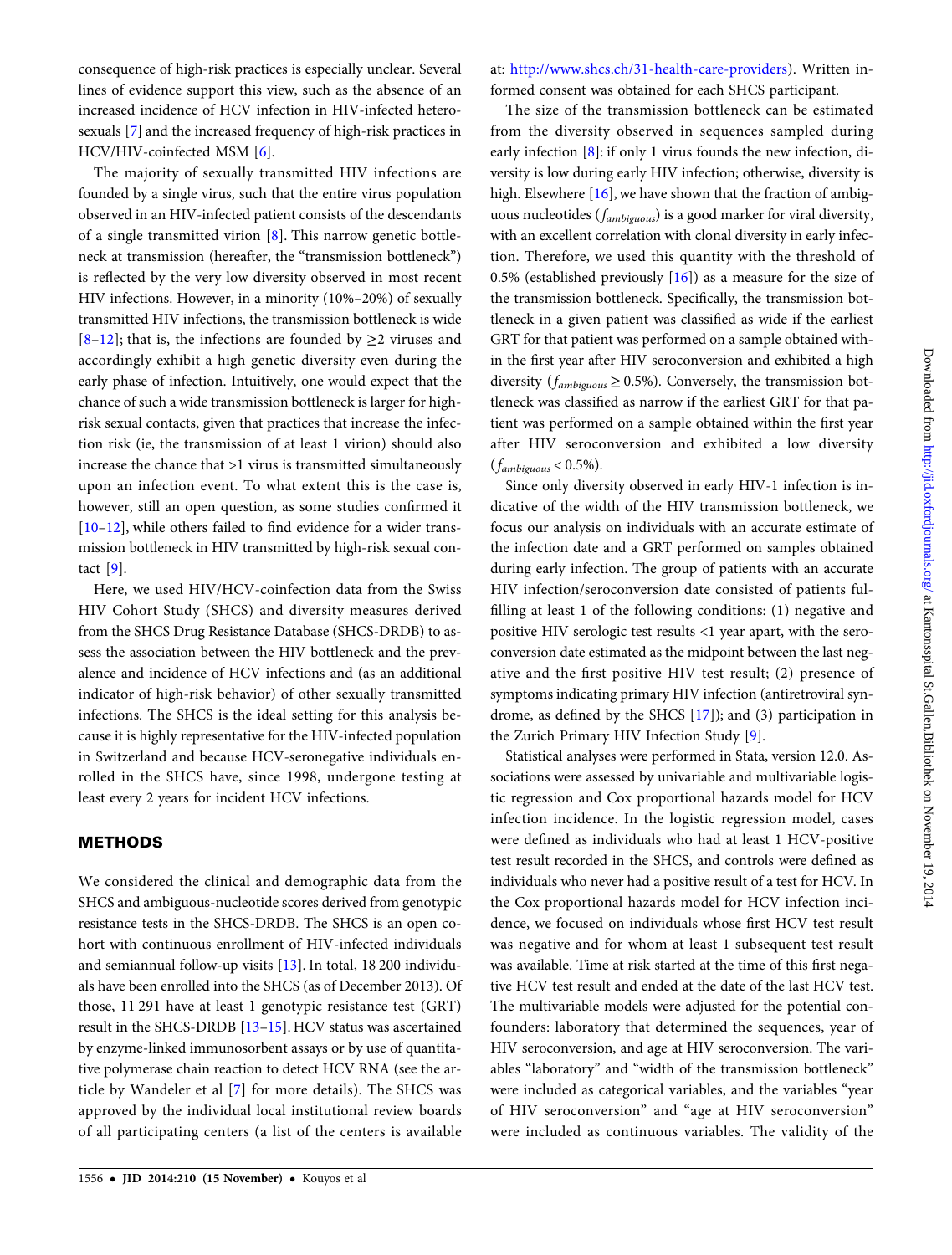consequence of high-risk practices is especially unclear. Several lines of evidence support this view, such as the absence of an increased incidence of HCV infection in HIV-infected heterosexuals [7] and the increased frequency of high-risk practices in HCV/HIV-coinfected MSM [6].

The majority of sexually transmitted HIV infections are founded by a single virus, such that the entire virus population observed in an HIV-infected patient consists of the descendants of a single transmitted virion [8]. This narrow genetic bottleneck at transmission (hereafter, the "transmission bottleneck") is reflected by the very low diversity observed in most recent HIV infections. However, in a minority (10%–20%) of sexually transmitted HIV infections, the transmission bottleneck is wide [8–12]; that is, the infections are founded by ≥2 viruses and accordingly exhibit a high genetic diversity even during the early phase of infection. Intuitively, one would expect that the chance of such a wide transmission bottleneck is larger for high-risk sexual contacts, given that practices that increase the infection risk (ie, the transmission of at least 1 virion) should also increase the chance that >1 virus is transmitted simultaneously upon an infection event. To what extent this is the case is, however, still an open question, as some studies confirmed it [10–12], while others failed to find evidence for a wider transmission bottleneck in HIV transmitted by high-risk sexual contact [9].

Here, we used HIV/HCV-coinfection data from the Swiss HIV Cohort Study (SHCS) and diversity measures derived from the SHCS Drug Resistance Database (SHCS-DRDB) to assess the association between the HIV bottleneck and the prevalence and incidence of HCV infections and (as an additional indicator of high-risk behavior) of other sexually transmitted infections. The SHCS is the ideal setting for this analysis because it is highly representative for the HIV-infected population in Switzerland and because HCV-seronegative individuals enrolled in the SHCS have, since 1998, undergone testing at least every 2 years for incident HCV infections.

## METHODS

We considered the clinical and demographic data from the SHCS and ambiguous-nucleotide scores derived from genotypic resistance tests in the SHCS-DRDB. The SHCS is an open cohort with continuous enrollment of HIV-infected individuals and semiannual follow-up visits [13]. In total, 18 200 individuals have been enrolled into the SHCS (as of December 2013). Of those, 11 291 have at least 1 genotypic resistance test (GRT) result in the SHCS-DRDB [13–15]. HCV status was ascertained by enzyme-linked immunosorbent assays or by use of quantitative polymerase chain reaction to detect HCV RNA (see the article by Wandeler et al [7] for more details). The SHCS was approved by the individual local institutional review boards of all participating centers (a list of the centers is available at: http://www.shcs.ch/31-health-care-providers). Written informed consent was obtained for each SHCS participant.

The size of the transmission bottleneck can be estimated from the diversity observed in sequences sampled during early infection [8]: if only 1 virus founds the new infection, diversity is low during early HIV infection; otherwise, diversity is high. Elsewhere [16], we have shown that the fraction of ambiguous nucleotides ($f_{ambiguous}$) is a good marker for viral diversity, with an excellent correlation with clonal diversity in early infection. Therefore, we used this quantity with the threshold of 0.5% (established previously [16]) as a measure for the size of the transmission bottleneck. Specifically, the transmission bottleneck in a given patient was classified as wide if the earliest GRT for that patient was performed on a sample obtained within the first year after HIV seroconversion and exhibited a high diversity ($f_{ambiguous} \geq 0.5\%$). Conversely, the transmission bottleneck was classified as narrow if the earliest GRT for that patient was performed on a sample obtained within the first year after HIV seroconversion and exhibited a low diversity ($f_{ambiguous} < 0.5\%$).

Since only diversity observed in early HIV-1 infection is indicative of the width of the HIV transmission bottleneck, we focus our analysis on individuals with an accurate estimate of the infection date and a GRT performed on samples obtained during early infection. The group of patients with an accurate HIV infection/seroconversion date consisted of patients fulfilling at least 1 of the following conditions: (1) negative and positive HIV serologic test results <1 year apart, with the seroconversion date estimated as the midpoint between the last negative and the first positive HIV test result; (2) presence of symptoms indicating primary HIV infection (antiretroviral syndrome, as defined by the SHCS [17]); and (3) participation in the Zurich Primary HIV Infection Study [9].

Statistical analyses were performed in Stata, version 12.0. Associations were assessed by univariable and multivariable logistic regression and Cox proportional hazards model for HCV infection incidence. In the logistic regression model, cases were defined as individuals who had at least 1 HCV-positive test result recorded in the SHCS, and controls were defined as individuals who never had a positive result of a test for HCV. In the Cox proportional hazards model for HCV infection incidence, we focused on individuals whose first HCV test result was negative and for whom at least 1 subsequent test result was available. Time at risk started at the time of this first negative HCV test result and ended at the date of the last HCV test. The multivariable models were adjusted for the potential confounders: laboratory that determined the sequences, year of HIV seroconversion, and age at HIV seroconversion. The variables "laboratory" and "width of the transmission bottleneck" were included as categorical variables, and the variables "year of HIV seroconversion" and "age at HIV seroconversion" were included as continuous variables. The validity of the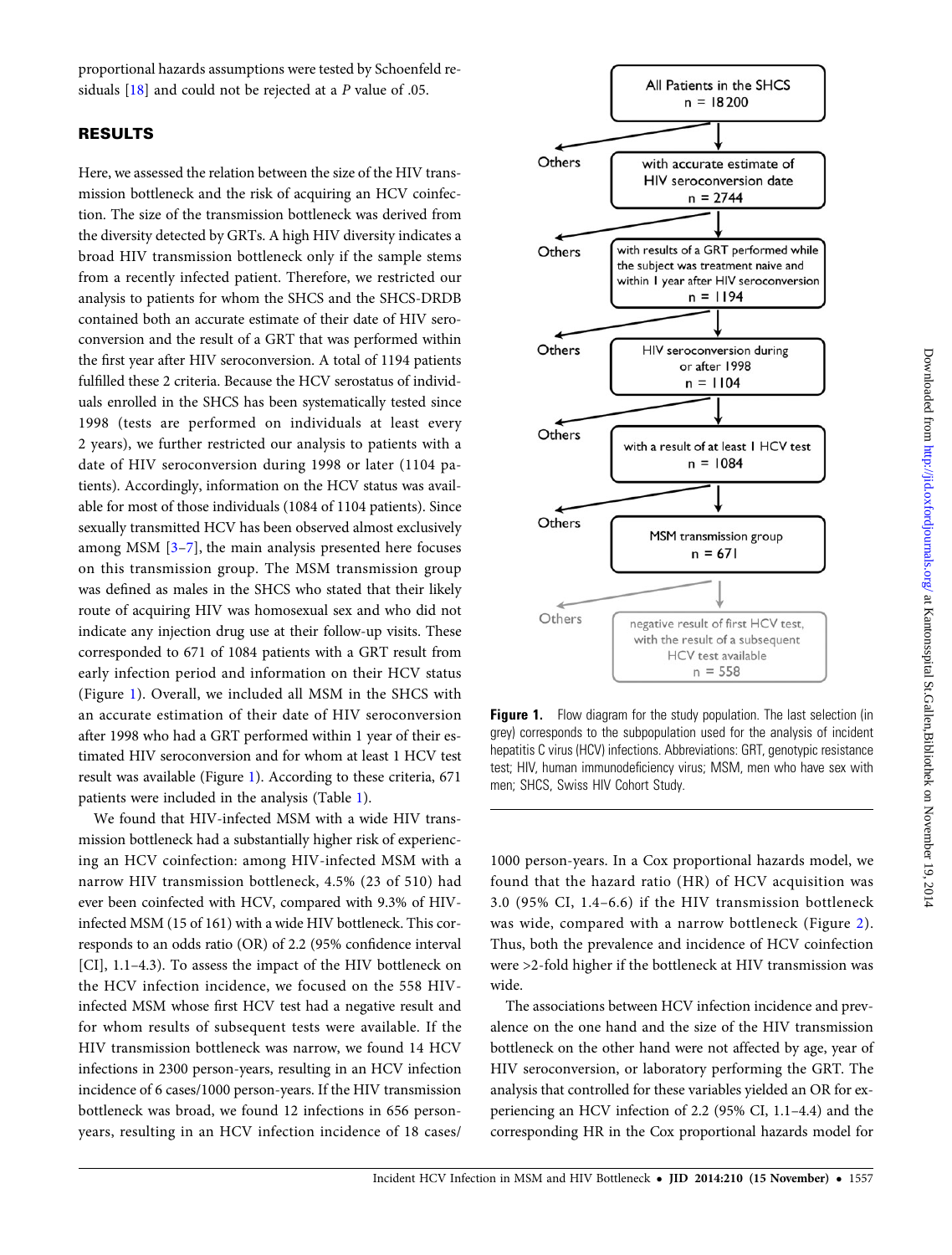proportional hazards assumptions were tested by Schoenfeld residuals [18] and could not be rejected at a *P* value of .05.

## RESULTS

Here, we assessed the relation between the size of the HIV transmission bottleneck and the risk of acquiring an HCV coinfection. The size of the transmission bottleneck was derived from the diversity detected by GRTs. A high HIV diversity indicates a broad HIV transmission bottleneck only if the sample stems from a recently infected patient. Therefore, we restricted our analysis to patients for whom the SHCS and the SHCS-DRDB contained both an accurate estimate of their date of HIV seroconversion and the result of a GRT that was performed within the first year after HIV seroconversion. A total of 1194 patients fulfilled these 2 criteria. Because the HCV serostatus of individuals enrolled in the SHCS has been systematically tested since 1998 (tests are performed on individuals at least every 2 years), we further restricted our analysis to patients with a date of HIV seroconversion during 1998 or later (1104 patients). Accordingly, information on the HCV status was available for most of those individuals (1084 of 1104 patients). Since sexually transmitted HCV has been observed almost exclusively among MSM [3–7], the main analysis presented here focuses on this transmission group. The MSM transmission group was defined as males in the SHCS who stated that their likely route of acquiring HIV was homosexual sex and who did not indicate any injection drug use at their follow-up visits. These corresponded to 671 of 1084 patients with a GRT result from early infection period and information on their HCV status (Figure 1). Overall, we included all MSM in the SHCS with an accurate estimation of their date of HIV seroconversion after 1998 who had a GRT performed within 1 year of their estimated HIV seroconversion and for whom at least 1 HCV test result was available (Figure 1). According to these criteria, 671 patients were included in the analysis (Table 1).

We found that HIV-infected MSM with a wide HIV transmission bottleneck had a substantially higher risk of experiencing an HCV coinfection: among HIV-infected MSM with a narrow HIV transmission bottleneck, 4.5% (23 of 510) had ever been coinfected with HCV, compared with 9.3% of HIV-infected MSM (15 of 161) with a wide HIV bottleneck. This corresponds to an odds ratio (OR) of 2.2 (95% confidence interval [CI], 1.1–4.3). To assess the impact of the HIV bottleneck on the HCV infection incidence, we focused on the 558 HIV-infected MSM whose first HCV test had a negative result and for whom results of subsequent tests were available. If the HIV transmission bottleneck was narrow, we found 14 HCV infections in 2300 person-years, resulting in an HCV infection incidence of 6 cases/1000 person-years. If the HIV transmission bottleneck was broad, we found 12 infections in 656 person-years, resulting in an HCV infection incidence of 18 cases/1000 person-years. In a Cox proportional hazards model, we found that the hazard ratio (HR) of HCV acquisition was 3.0 (95% CI, 1.4–6.6) if the HIV transmission bottleneck was wide, compared with a narrow bottleneck (Figure 2). Thus, both the prevalence and incidence of HCV coinfection were >2-fold higher if the bottleneck at HIV transmission was wide.

The associations between HCV infection incidence and prevalence on the one hand and the size of the HIV transmission bottleneck on the other hand were not affected by age, year of HIV seroconversion, or laboratory performing the GRT. The analysis that controlled for these variables yielded an OR for experiencing an HCV infection of 2.2 (95% CI, 1.1–4.4) and the corresponding HR in the Cox proportional hazards model for

All Patients in the SHCS
n = 18200

→ Others

with accurate estimate of HIV seroconversion date
n = 2744

→ Others

with results of a GRT performed while the subject was treatment naive and within 1 year after HIV seroconversion
n = 1194

→ Others

HIV seroconversion during or after 1998
n = 1104

→ Others

with a result of at least 1 HCV test
n = 1084

→ Others

MSM transmission group
n = 671

→ Others

negative result of first HCV test, with the result of a subsequent HCV test available
n = 558

**Figure 1.** Flow diagram for the study population. The last selection (in grey) corresponds to the subpopulation used for the analysis of incident hepatitis C virus (HCV) infections. Abbreviations: GRT, genotypic resistance test; HIV, human immunodeficiency virus; MSM, men who have sex with men; SHCS, Swiss HIV Cohort Study.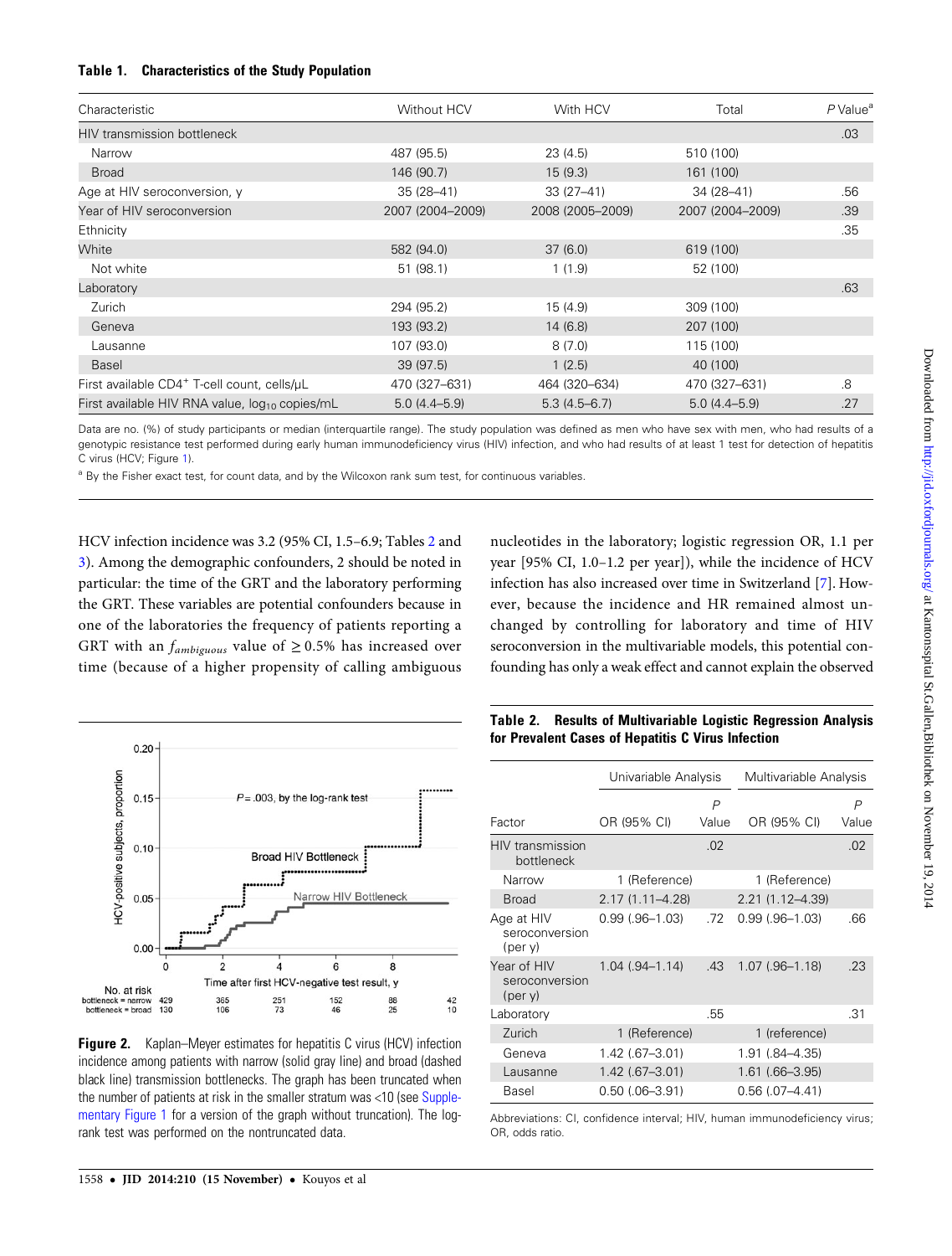**Table 1. Characteristics of the Study Population**

| Characteristic | Without HCV | With HCV | Total | P Value[a] |
|---|---|---|---|---|
| HIV transmission bottleneck | | | | .03 |
| Narrow | 487 (95.5) | 23 (4.5) | 510 (100) | |
| Broad | 146 (90.7) | 15 (9.3) | 161 (100) | |
| Age at HIV seroconversion, y | 35 (28–41) | 33 (27–41) | 34 (28–41) | .56 |
| Year of HIV seroconversion | 2007 (2004–2009) | 2008 (2005–2009) | 2007 (2004–2009) | .39 |
| Ethnicity | | | | .35 |
| White | 582 (94.0) | 37 (6.0) | 619 (100) | |
| Not white | 51 (98.1) | 1 (1.9) | 52 (100) | |
| Laboratory | | | | .63 |
| Zurich | 294 (95.2) | 15 (4.9) | 309 (100) | |
| Geneva | 193 (93.2) | 14 (6.8) | 207 (100) | |
| Lausanne | 107 (93.0) | 8 (7.0) | 115 (100) | |
| Basel | 39 (97.5) | 1 (2.5) | 40 (100) | |
| First available $CD4^+$ T-cell count, cells/μL | 470 (327–631) | 464 (320–634) | 470 (327–631) | .8 |
| First available HIV RNA value, $log_{10}$ copies/mL | 5.0 (4.4–5.9) | 5.3 (4.5–6.7) | 5.0 (4.4–5.9) | .27 |

Data are no. (%) of study participants or median (interquartile range). The study population was defined as men who have sex with men, who had results of a genotypic resistance test performed during early human immunodeficiency virus (HIV) infection, and who had results of at least 1 test for detection of hepatitis C virus (HCV; Figure 1).

[a] By the Fisher exact test, for count data, and by the Wilcoxon rank sum test, for continuous variables.

HCV infection incidence was 3.2 (95% CI, 1.5–6.9; Tables 2 and 3). Among the demographic confounders, 2 should be noted in particular: the time of the GRT and the laboratory performing the GRT. These variables are potential confounders because in one of the laboratories the frequency of patients reporting a GRT with an $f_{ambiguous}$ value of ≥0.5% has increased over time (because of a higher propensity of calling ambiguous nucleotides in the laboratory; logistic regression OR, 1.1 per year [95% CI, 1.0–1.2 per year]), while the incidence of HCV infection has also increased over time in Switzerland [7]. However, because the incidence and HR remained almost unchanged by controlling for laboratory and time of HIV seroconversion in the multivariable models, this potential confounding has only a weak effect and cannot explain the observed

**Figure 2.** Kaplan–Meyer estimates for hepatitis C virus (HCV) infection incidence among patients with narrow (solid gray line) and broad (dashed black line) transmission bottlenecks. The graph has been truncated when the number of patients at risk in the smaller stratum was <10 (see Supplementary Figure 1 for a version of the graph without truncation). The log-rank test was performed on the nontruncated data.

**Table 2. Results of Multivariable Logistic Regression Analysis for Prevalent Cases of Hepatitis C Virus Infection**

| Factor | Univariable Analysis | | Multivariable Analysis | |
|---|---|---|---|---|
| | OR (95% CI) | P Value | OR (95% CI) | P Value |
| HIV transmission bottleneck | | .02 | | .02 |
| Narrow | 1 (Reference) | | 1 (Reference) | |
| Broad | 2.17 (1.11–4.28) | | 2.21 (1.12–4.39) | |
| Age at HIV seroconversion (per y) | 0.99 (.96–1.03) | .72 | 0.99 (.96–1.03) | .66 |
| Year of HIV seroconversion (per y) | 1.04 (.94–1.14) | .43 | 1.07 (.96–1.18) | .23 |
| Laboratory | | .55 | | .31 |
| Zurich | 1 (Reference) | | 1 (reference) | |
| Geneva | 1.42 (.67–3.01) | | 1.91 (.84–4.35) | |
| Lausanne | 1.42 (.67–3.01) | | 1.61 (.66–3.95) | |
| Basel | 0.50 (.06–3.91) | | 0.56 (.07–4.41) | |

Abbreviations: CI, confidence interval; HIV, human immunodeficiency virus; OR, odds ratio.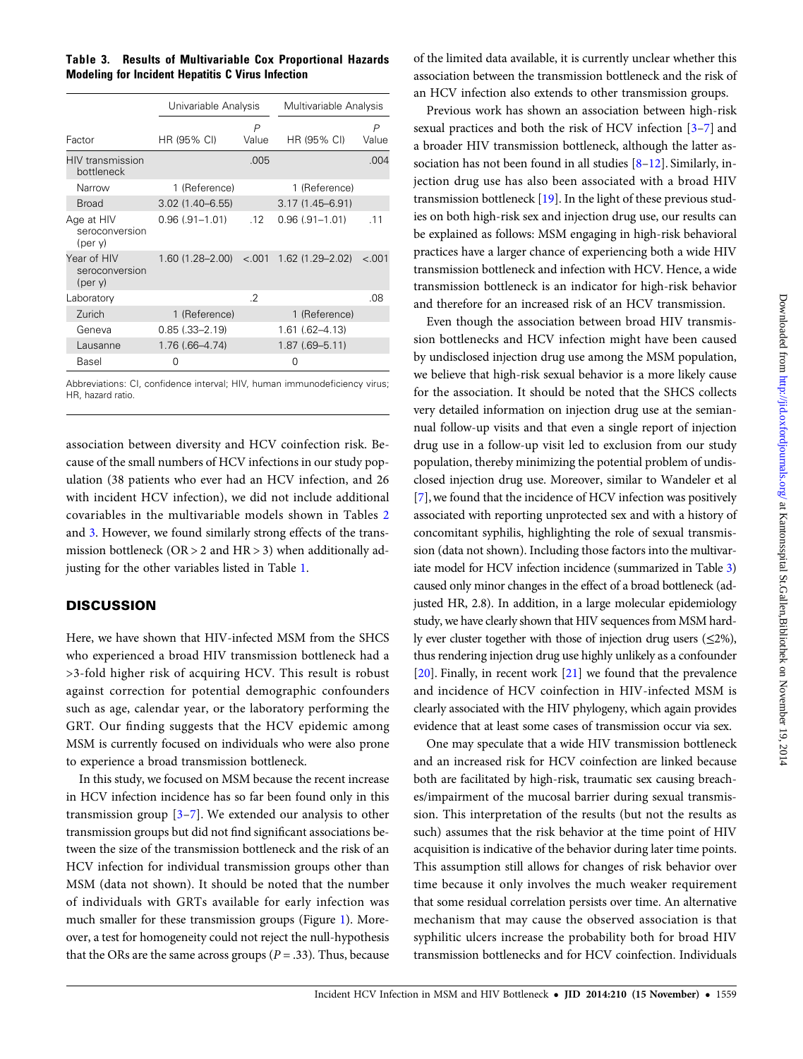**Table 3. Results of Multivariable Cox Proportional Hazards Modeling for Incident Hepatitis C Virus Infection**

| | Univariable Analysis | | Multivariable Analysis | |
|---|---|---|---|---|
| Factor | HR (95% CI) | P Value | HR (95% CI) | P Value |
| HIV transmission bottleneck | | .005 | | .004 |
| Narrow | 1 (Reference) | | 1 (Reference) | |
| Broad | 3.02 (1.40–6.55) | | 3.17 (1.45–6.91) | |
| Age at HIV seroconversion (per y) | 0.96 (.91–1.01) | .12 | 0.96 (.91–1.01) | .11 |
| Year of HIV seroconversion (per y) | 1.60 (1.28–2.00) | <.001 | 1.62 (1.29–2.02) | <.001 |
| Laboratory | | .2 | | .08 |
| Zurich | 1 (Reference) | | 1 (Reference) | |
| Geneva | 0.85 (.33–2.19) | | 1.61 (.62–4.13) | |
| Lausanne | 1.76 (.66–4.74) | | 1.87 (.69–5.11) | |
| Basel | 0 | | 0 | |

Abbreviations: CI, confidence interval; HIV, human immunodeficiency virus; HR, hazard ratio.

association between diversity and HCV coinfection risk. Because of the small numbers of HCV infections in our study population (38 patients who ever had an HCV infection, and 26 with incident HCV infection), we did not include additional covariables in the multivariable models shown in Tables 2 and 3. However, we found similarly strong effects of the transmission bottleneck (OR > 2 and HR > 3) when additionally adjusting for the other variables listed in Table 1.

## DISCUSSION

Here, we have shown that HIV-infected MSM from the SHCS who experienced a broad HIV transmission bottleneck had a >3-fold higher risk of acquiring HCV. This result is robust against correction for potential demographic confounders such as age, calendar year, or the laboratory performing the GRT. Our finding suggests that the HCV epidemic among MSM is currently focused on individuals who were also prone to experience a broad transmission bottleneck.

In this study, we focused on MSM because the recent increase in HCV infection incidence has so far been found only in this transmission group [3–7]. We extended our analysis to other transmission groups but did not find significant associations between the size of the transmission bottleneck and the risk of an HCV infection for individual transmission groups other than MSM (data not shown). It should be noted that the number of individuals with GRTs available for early infection was much smaller for these transmission groups (Figure 1). Moreover, a test for homogeneity could not reject the null-hypothesis that the ORs are the same across groups ($P = .33$). Thus, because of the limited data available, it is currently unclear whether this association between the transmission bottleneck and the risk of an HCV infection also extends to other transmission groups.

Previous work has shown an association between high-risk sexual practices and both the risk of HCV infection [3–7] and a broader HIV transmission bottleneck, although the latter association has not been found in all studies [8–12]. Similarly, injection drug use has also been associated with a broad HIV transmission bottleneck [19]. In the light of these previous studies on both high-risk sex and injection drug use, our results can be explained as follows: MSM engaging in high-risk behavioral practices have a larger chance of experiencing both a wide HIV transmission bottleneck and infection with HCV. Hence, a wide transmission bottleneck is an indicator for high-risk behavior and therefore for an increased risk of an HCV transmission.

Even though the association between broad HIV transmission bottlenecks and HCV infection might have been caused by undisclosed injection drug use among the MSM population, we believe that high-risk sexual behavior is a more likely cause for the association. It should be noted that the SHCS collects very detailed information on injection drug use at the semiannual follow-up visits and that even a single report of injection drug use in a follow-up visit led to exclusion from our study population, thereby minimizing the potential problem of undisclosed injection drug use. Moreover, similar to Wandeler et al [7], we found that the incidence of HCV infection was positively associated with reporting unprotected sex and with a history of concomitant syphilis, highlighting the role of sexual transmission (data not shown). Including those factors into the multivariate model for HCV infection incidence (summarized in Table 3) caused only minor changes in the effect of a broad bottleneck (adjusted HR, 2.8). In addition, in a large molecular epidemiology study, we have clearly shown that HIV sequences from MSM hardly ever cluster together with those of injection drug users (≤2%), thus rendering injection drug use highly unlikely as a confounder [20]. Finally, in recent work [21] we found that the prevalence and incidence of HCV coinfection in HIV-infected MSM is clearly associated with the HIV phylogeny, which again provides evidence that at least some cases of transmission occur via sex.

One may speculate that a wide HIV transmission bottleneck and an increased risk for HCV coinfection are linked because both are facilitated by high-risk, traumatic sex causing breaches/impairment of the mucosal barrier during sexual transmission. This interpretation of the results (but not the results as such) assumes that the risk behavior at the time point of HIV acquisition is indicative of the behavior during later time points. This assumption still allows for changes of risk behavior over time because it only involves the much weaker requirement that some residual correlation persists over time. An alternative mechanism that may cause the observed association is that syphilitic ulcers increase the probability both for broad HIV transmission bottlenecks and for HCV coinfection. Individuals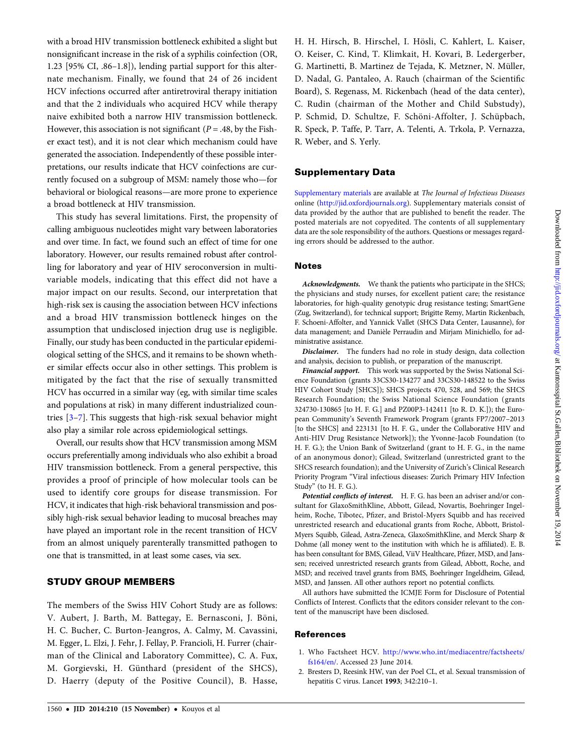with a broad HIV transmission bottleneck exhibited a slight but nonsignificant increase in the risk of a syphilis coinfection (OR, 1.23 [95% CI, .86–1.8]), lending partial support for this alternate mechanism. Finally, we found that 24 of 26 incident HCV infections occurred after antiretroviral therapy initiation and that the 2 individuals who acquired HCV while therapy naive exhibited both a narrow HIV transmission bottleneck. However, this association is not significant ($P = .48$, by the Fisher exact test), and it is not clear which mechanism could have generated the association. Independently of these possible interpretations, our results indicate that HCV coinfections are currently focused on a subgroup of MSM: namely those who—for behavioral or biological reasons—are more prone to experience a broad bottleneck at HIV transmission.

This study has several limitations. First, the propensity of calling ambiguous nucleotides might vary between laboratories and over time. In fact, we found such an effect of time for one laboratory. However, our results remained robust after controlling for laboratory and year of HIV seroconversion in multivariable models, indicating that this effect did not have a major impact on our results. Second, our interpretation that high-risk sex is causing the association between HCV infections and a broad HIV transmission bottleneck hinges on the assumption that undisclosed injection drug use is negligible. Finally, our study has been conducted in the particular epidemiological setting of the SHCS, and it remains to be shown whether similar effects occur also in other settings. This problem is mitigated by the fact that the rise of sexually transmitted HCV has occurred in a similar way (eg, with similar time scales and populations at risk) in many different industrialized countries [3–7]. This suggests that high-risk sexual behavior might also play a similar role across epidemiological settings.

Overall, our results show that HCV transmission among MSM occurs preferentially among individuals who also exhibit a broad HIV transmission bottleneck. From a general perspective, this provides a proof of principle of how molecular tools can be used to identify core groups for disease transmission. For HCV, it indicates that high-risk behavioral transmission and possibly high-risk sexual behavior leading to mucosal breaches may have played an important role in the recent transition of HCV from an almost uniquely parenterally transmitted pathogen to one that is transmitted, in at least some cases, via sex.

## STUDY GROUP MEMBERS

The members of the Swiss HIV Cohort Study are as follows: V. Aubert, J. Barth, M. Battegay, E. Bernasconi, J. Böni, H. C. Bucher, C. Burton-Jeangros, A. Calmy, M. Cavassini, M. Egger, L. Elzi, J. Fehr, J. Fellay, P. Francioli, H. Furrer (chairman of the Clinical and Laboratory Committee), C. A. Fux, M. Gorgievski, H. Günthard (president of the SHCS), D. Haerry (deputy of the Positive Council), B. Hasse, H. H. Hirsch, B. Hirschel, I. Hösli, C. Kahlert, L. Kaiser, O. Keiser, C. Kind, T. Klimkait, H. Kovari, B. Ledergerber, G. Martinetti, B. Martinez de Tejada, K. Metzner, N. Müller, D. Nadal, G. Pantaleo, A. Rauch (chairman of the Scientific Board), S. Regenass, M. Rickenbach (head of the data center), C. Rudin (chairman of the Mother and Child Substudy), P. Schmid, D. Schultze, F. Schöni-Affolter, J. Schüpbach, R. Speck, P. Taffe, P. Tarr, A. Telenti, A. Trkola, P. Vernazza, R. Weber, and S. Yerly.

## Supplementary Data

Supplementary materials are available at *The Journal of Infectious Diseases* online (http://jid.oxfordjournals.org). Supplementary materials consist of data provided by the author that are published to benefit the reader. The posted materials are not copyedited. The contents of all supplementary data are the sole responsibility of the authors. Questions or messages regarding errors should be addressed to the author.

## Notes

***Acknowledgments.*** We thank the patients who participate in the SHCS; the physicians and study nurses, for excellent patient care; the resistance laboratories, for high-quality genotypic drug resistance testing; SmartGene (Zug, Switzerland), for technical support; Brigitte Remy, Martin Rickenbach, F. Schoeni-Affolter, and Yannick Vallet (SHCS Data Center, Lausanne), for data management; and Danièle Perraudin and Mirjam Minichiello, for administrative assistance.

***Disclaimer.*** The funders had no role in study design, data collection and analysis, decision to publish, or preparation of the manuscript.

***Financial support.*** This work was supported by the Swiss National Science Foundation (grants 33CS30-134277 and 33CS30-148522 to the Swiss HIV Cohort Study [SHCS]); SHCS projects 470, 528, and 569; the SHCS Research Foundation; the Swiss National Science Foundation (grants 324730-130865 [to H. F. G.] and PZ00P3-142411 [to R. D. K.]); the European Community's Seventh Framework Program (grants FP7/2007–2013 [to the SHCS] and 223131 [to H. F. G., under the Collaborative HIV and Anti-HIV Drug Resistance Network]); the Yvonne-Jacob Foundation (to H. F. G.); the Union Bank of Switzerland (grant to H. F. G., in the name of an anonymous donor); Gilead, Switzerland (unrestricted grant to the SHCS research foundation); and the University of Zurich's Clinical Research Priority Program "Viral infectious diseases: Zurich Primary HIV Infection Study" (to H. F. G.).

***Potential conflicts of interest.*** H. F. G. has been an adviser and/or consultant for GlaxoSmithKline, Abbott, Gilead, Novartis, Boehringer Ingelheim, Roche, Tibotec, Pfizer, and Bristol-Myers Squibb and has received unrestricted research and educational grants from Roche, Abbott, Bristol-Myers Squibb, Gilead, Astra-Zeneca, GlaxoSmithKline, and Merck Sharp & Dohme (all money went to the institution with which he is affiliated). E. B. has been consultant for BMS, Gilead, ViiV Healthcare, Pfizer, MSD, and Janssen; received unrestricted research grants from Gilead, Abbott, Roche, and MSD; and received travel grants from BMS, Boehringer Ingeldheim, Gilead, MSD, and Janssen. All other authors report no potential conflicts.

All authors have submitted the ICMJE Form for Disclosure of Potential Conflicts of Interest. Conflicts that the editors consider relevant to the content of the manuscript have been disclosed.

## References

1. Who Factsheet HCV. http://www.who.int/mediacentre/factsheets/fs164/en/. Accessed 23 June 2014.
2. Bresters D, Reesink HW, van der Poel CL, et al. Sexual transmission of hepatitis C virus. Lancet **1993**; 342:210–1.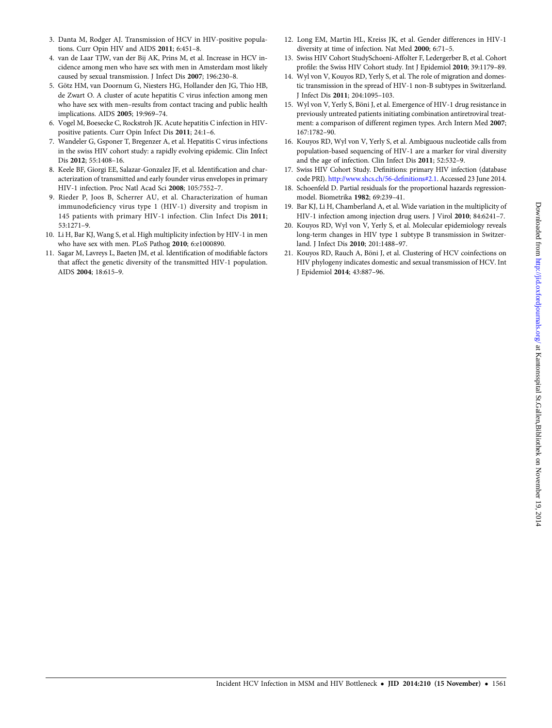3. Danta M, Rodger AJ. Transmission of HCV in HIV-positive populations. Curr Opin HIV and AIDS **2011**; 6:451–8.
4. van de Laar TJW, van der Bij AK, Prins M, et al. Increase in HCV incidence among men who have sex with men in Amsterdam most likely caused by sexual transmission. J Infect Dis **2007**; 196:230–8.
5. Götz HM, van Doornum G, Niesters HG, Hollander den JG, Thio HB, de Zwart O. A cluster of acute hepatitis C virus infection among men who have sex with men–results from contact tracing and public health implications. AIDS **2005**; 19:969–74.
6. Vogel M, Boesecke C, Rockstroh JK. Acute hepatitis C infection in HIV-positive patients. Curr Opin Infect Dis **2011**; 24:1–6.
7. Wandeler G, Gsponer T, Bregenzer A, et al. Hepatitis C virus infections in the swiss HIV cohort study: a rapidly evolving epidemic. Clin Infect Dis **2012**; 55:1408–16.
8. Keele BF, Giorgi EE, Salazar-Gonzalez JF, et al. Identification and characterization of transmitted and early founder virus envelopes in primary HIV-1 infection. Proc Natl Acad Sci **2008**; 105:7552–7.
9. Rieder P, Joos B, Scherrer AU, et al. Characterization of human immunodeficiency virus type 1 (HIV-1) diversity and tropism in 145 patients with primary HIV-1 infection. Clin Infect Dis **2011**; 53:1271–9.
10. Li H, Bar KJ, Wang S, et al. High multiplicity infection by HIV-1 in men who have sex with men. PLoS Pathog **2010**; 6:e1000890.
11. Sagar M, Lavreys L, Baeten JM, et al. Identification of modifiable factors that affect the genetic diversity of the transmitted HIV-1 population. AIDS **2004**; 18:615–9.
12. Long EM, Martin HL, Kreiss JK, et al. Gender differences in HIV-1 diversity at time of infection. Nat Med **2000**; 6:71–5.
13. Swiss HIV Cohort StudySchoeni-Affolter F, Ledergerber B, et al. Cohort profile: the Swiss HIV Cohort study. Int J Epidemiol **2010**; 39:1179–89.
14. Wyl von V, Kouyos RD, Yerly S, et al. The role of migration and domestic transmission in the spread of HIV-1 non-B subtypes in Switzerland. J Infect Dis **2011**; 204:1095–103.
15. Wyl von V, Yerly S, Böni J, et al. Emergence of HIV-1 drug resistance in previously untreated patients initiating combination antiretroviral treatment: a comparison of different regimen types. Arch Intern Med **2007**; 167:1782–90.
16. Kouyos RD, Wyl von V, Yerly S, et al. Ambiguous nucleotide calls from population-based sequencing of HIV-1 are a marker for viral diversity and the age of infection. Clin Infect Dis **2011**; 52:532–9.
17. Swiss HIV Cohort Study. Definitions: primary HIV infection (database code PRI). http://www.shcs.ch/56-definitions#2.1. Accessed 23 June 2014.
18. Schoenfeld D. Partial residuals for the proportional hazards regression-model. Biometrika **1982**; 69:239–41.
19. Bar KJ, Li H, Chamberland A, et al. Wide variation in the multiplicity of HIV-1 infection among injection drug users. J Virol **2010**; 84:6241–7.
20. Kouyos RD, Wyl von V, Yerly S, et al. Molecular epidemiology reveals long-term changes in HIV type 1 subtype B transmission in Switzerland. J Infect Dis **2010**; 201:1488–97.
21. Kouyos RD, Rauch A, Böni J, et al. Clustering of HCV coinfections on HIV phylogeny indicates domestic and sexual transmission of HCV. Int J Epidemiol **2014**; 43:887–96.